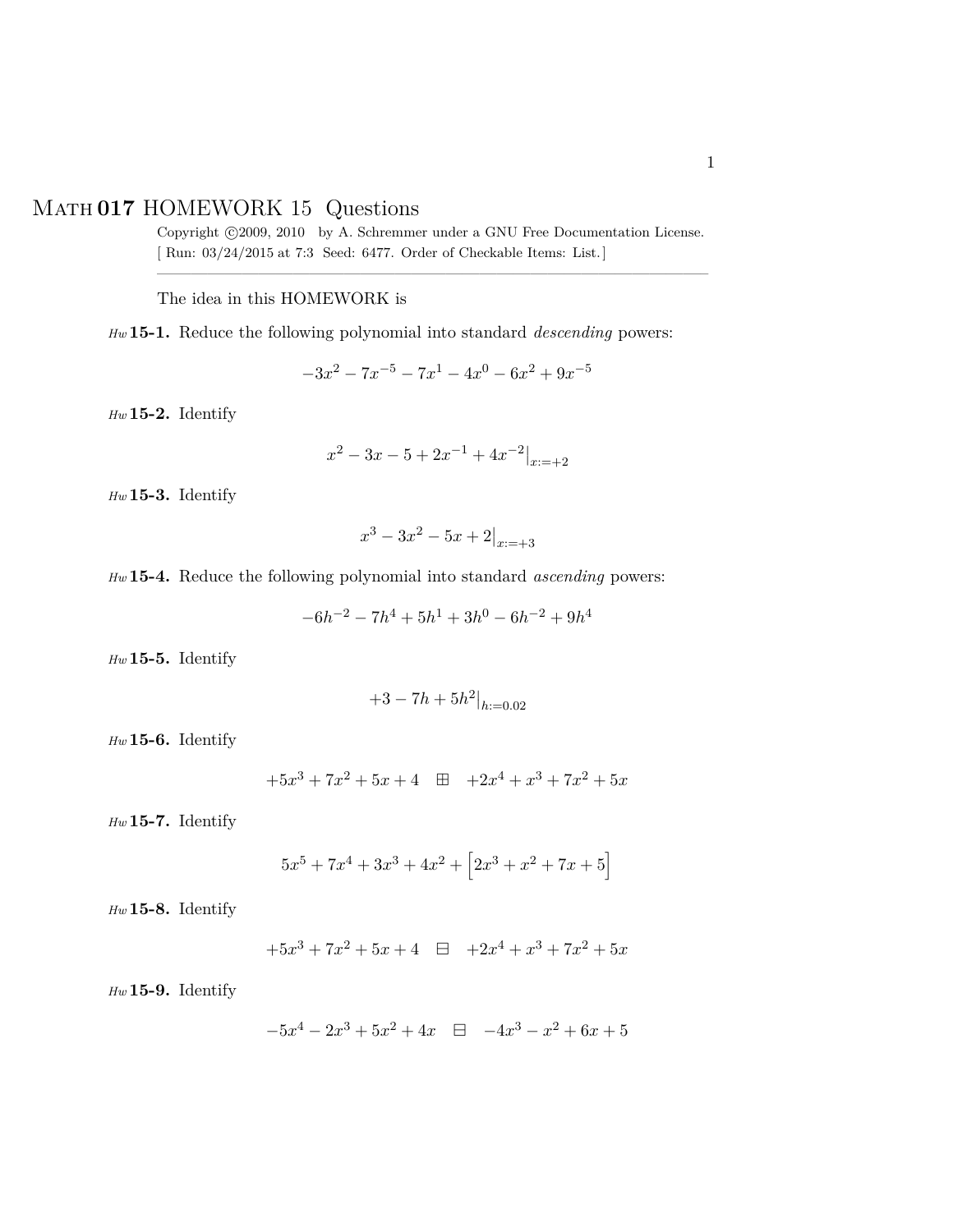# MATH 017 HOMEWORK 15 Questions

Copyright ©2009, 2010 by A. Schremmer under a GNU Free Documentation License.
[ Run: 03/24/2015 at 7:3 Seed: 6477. Order of Checkable Items: List.]

---

The idea in this HOMEWORK is

*Hw* **15-1.** Reduce the following polynomial into standard *descending* powers:

$$-3x^2 - 7x^{-5} - 7x^1 - 4x^0 - 6x^2 + 9x^{-5}$$

*Hw* **15-2.** Identify

$$x^2 - 3x - 5 + 2x^{-1} + 4x^{-2}\big|_{x:=+2}$$

*Hw* **15-3.** Identify

$$x^3 - 3x^2 - 5x + 2\big|_{x:=+3}$$

*Hw* **15-4.** Reduce the following polynomial into standard *ascending* powers:

$$-6h^{-2} - 7h^4 + 5h^1 + 3h^0 - 6h^{-2} + 9h^4$$

*Hw* **15-5.** Identify

$$+3 - 7h + 5h^2\big|_{h:=0.02}$$

*Hw* **15-6.** Identify

$$+5x^3 + 7x^2 + 5x + 4 \quad \boxplus \quad +2x^4 + x^3 + 7x^2 + 5x$$

*Hw* **15-7.** Identify

$$5x^5 + 7x^4 + 3x^3 + 4x^2 + \Big[2x^3 + x^2 + 7x + 5\Big]$$

*Hw* **15-8.** Identify

$$+5x^3 + 7x^2 + 5x + 4 \quad \boxminus \quad +2x^4 + x^3 + 7x^2 + 5x$$

*Hw* **15-9.** Identify

$$-5x^4 - 2x^3 + 5x^2 + 4x \quad \boxminus \quad -4x^3 - x^2 + 6x + 5$$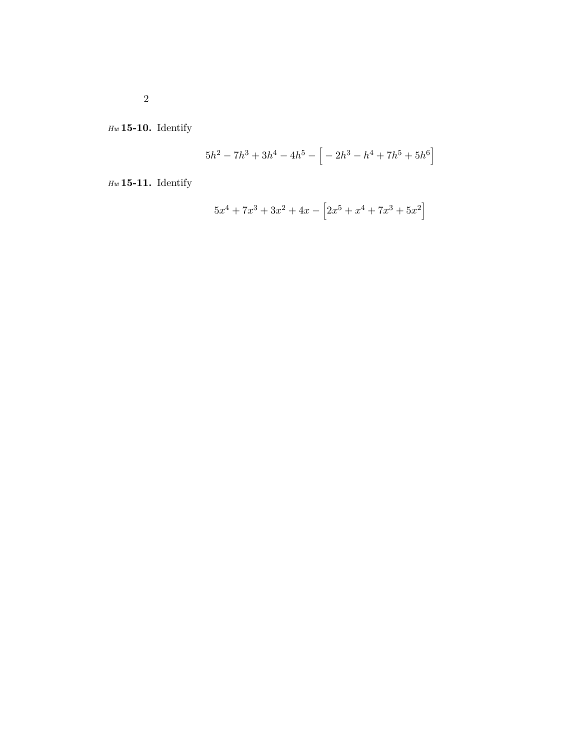*Hw* **15-10.** Identify

$$5h^2 - 7h^3 + 3h^4 - 4h^5 - \Big[ -2h^3 - h^4 + 7h^5 + 5h^6 \Big]$$

*Hw* **15-11.** Identify

$$5x^4 + 7x^3 + 3x^2 + 4x - \Big[ 2x^5 + x^4 + 7x^3 + 5x^2 \Big]$$